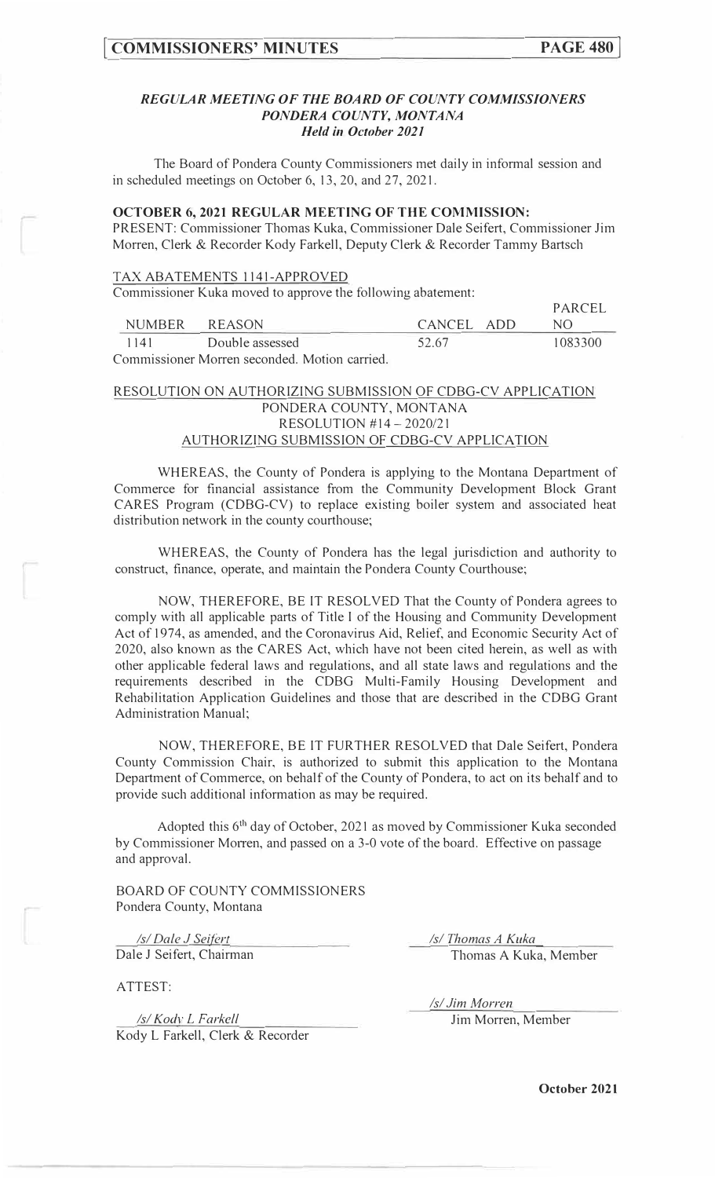### *REGULAR MEETING OF THE BOARD OF COUNTY COMMISSIONERS*
### *PONDERA COUNTY, MONTANA*
### *Held in October 2021*

The Board of Pondera County Commissioners met daily in informal session and in scheduled meetings on October 6, 13, 20, and 27, 2021.

**OCTOBER 6, 2021 REGULAR MEETING OF THE COMMISSION:**

PRESENT: Commissioner Thomas Kuka, Commissioner Dale Seifert, Commissioner Jim Morren, Clerk & Recorder Kody Farkell, Deputy Clerk & Recorder Tammy Bartsch

TAX ABATEMENTS 1141-APPROVED

Commissioner Kuka moved to approve the following abatement:

| NUMBER | REASON | CANCEL | ADD | PARCEL NO |
|---|---|---|---|---|
| 1141 | Double assessed | 52.67 | | 1083300 |

Commissioner Morren seconded. Motion carried.

RESOLUTION ON AUTHORIZING SUBMISSION OF CDBG-CV APPLICATION

PONDERA COUNTY, MONTANA
RESOLUTION #14 – 2020/21
AUTHORIZING SUBMISSION OF CDBG-CV APPLICATION

WHEREAS, the County of Pondera is applying to the Montana Department of Commerce for financial assistance from the Community Development Block Grant CARES Program (CDBG-CV) to replace existing boiler system and associated heat distribution network in the county courthouse;

WHEREAS, the County of Pondera has the legal jurisdiction and authority to construct, finance, operate, and maintain the Pondera County Courthouse;

NOW, THEREFORE, BE IT RESOLVED That the County of Pondera agrees to comply with all applicable parts of Title I of the Housing and Community Development Act of 1974, as amended, and the Coronavirus Aid, Relief, and Economic Security Act of 2020, also known as the CARES Act, which have not been cited herein, as well as with other applicable federal laws and regulations, and all state laws and regulations and the requirements described in the CDBG Multi-Family Housing Development and Rehabilitation Application Guidelines and those that are described in the CDBG Grant Administration Manual;

NOW, THEREFORE, BE IT FURTHER RESOLVED that Dale Seifert, Pondera County Commission Chair, is authorized to submit this application to the Montana Department of Commerce, on behalf of the County of Pondera, to act on its behalf and to provide such additional information as may be required.

Adopted this 6th day of October, 2021 as moved by Commissioner Kuka seconded by Commissioner Morren, and passed on a 3-0 vote of the board. Effective on passage and approval.

BOARD OF COUNTY COMMISSIONERS
Pondera County, Montana

*/s/ Dale J Seifert*
Dale J Seifert, Chairman

*/s/ Thomas A Kuka*
Thomas A Kuka, Member

*/s/ Jim Morren*
Jim Morren, Member

ATTEST:

*/s/ Kody L Farkell*
Kody L Farkell, Clerk & Recorder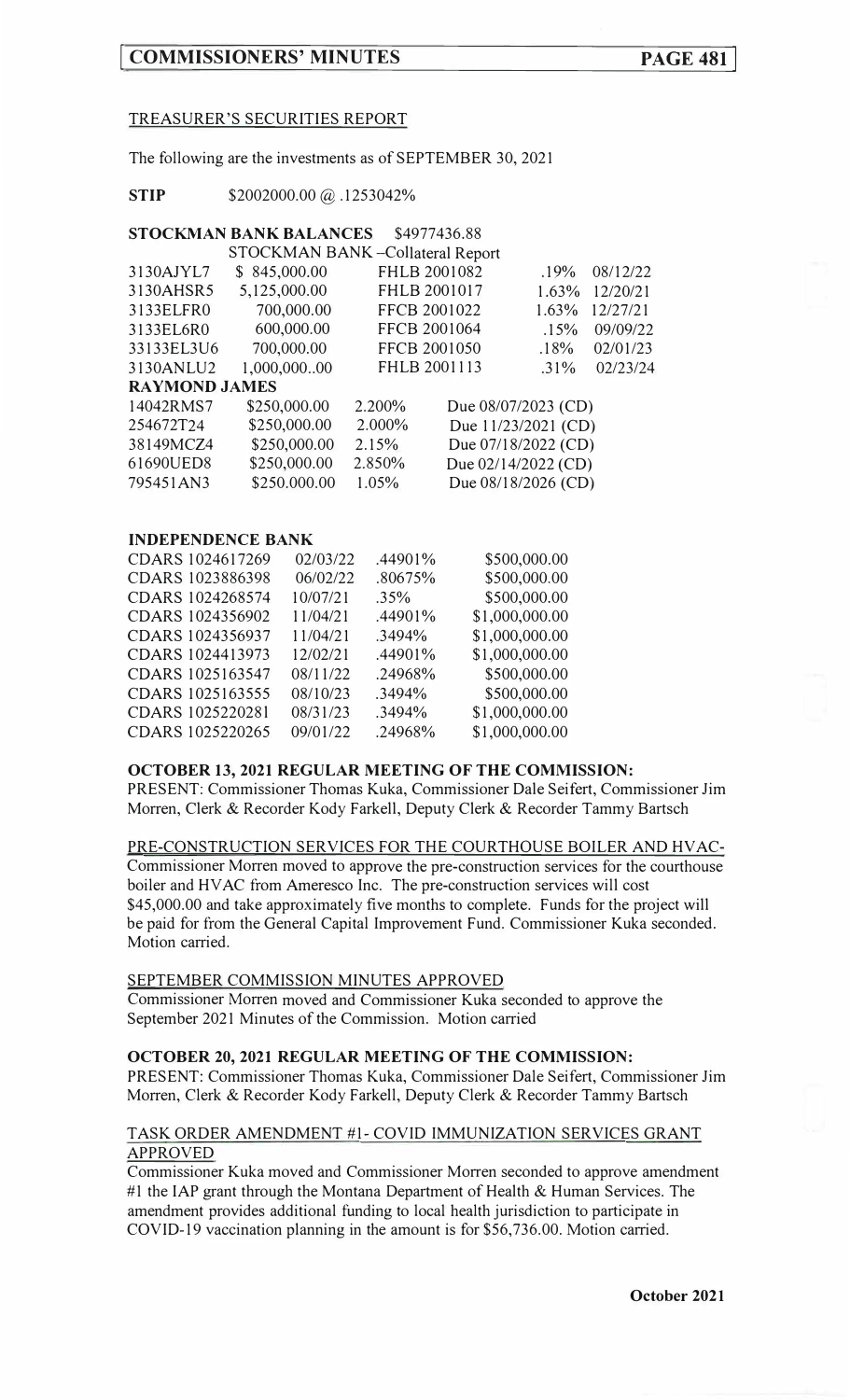TREASURER'S SECURITIES REPORT

The following are the investments as of SEPTEMBER 30, 2021

**STIP** $2002000.00 @ .1253042%

**STOCKMAN BANK BALANCES** $4977436.88

STOCKMAN BANK –Collateral Report

| | | | | |
|---|---|---|---|---|
| 3130AJYL7 | $ 845,000.00 | FHLB 2001082 | .19% | 08/12/22 |
| 3130AHSR5 | 5,125,000.00 | FHLB 2001017 | 1.63% | 12/20/21 |
| 3133ELFR0 | 700,000.00 | FFCB 2001022 | 1.63% | 12/27/21 |
| 3133EL6R0 | 600,000.00 | FFCB 2001064 | .15% | 09/09/22 |
| 33133EL3U6 | 700,000.00 | FFCB 2001050 | .18% | 02/01/23 |
| 3130ANLU2 | 1,000,000..00 | FHLB 2001113 | .31% | 02/23/24 |

**RAYMOND JAMES**

| | | | |
|---|---|---|---|
| 14042RMS7 | $250,000.00 | 2.200% | Due 08/07/2023 (CD) |
| 254672T24 | $250,000.00 | 2.000% | Due 11/23/2021 (CD) |
| 38149MCZ4 | $250,000.00 | 2.15% | Due 07/18/2022 (CD) |
| 61690UED8 | $250,000.00 | 2.850% | Due 02/14/2022 (CD) |
| 795451AN3 | $250.000.00 | 1.05% | Due 08/18/2026 (CD) |

**INDEPENDENCE BANK**

| | | | |
|---|---|---|---|
| CDARS 1024617269 | 02/03/22 | .44901% | $500,000.00 |
| CDARS 1023886398 | 06/02/22 | .80675% | $500,000.00 |
| CDARS 1024268574 | 10/07/21 | .35% | $500,000.00 |
| CDARS 1024356902 | 11/04/21 | .44901% | $1,000,000.00 |
| CDARS 1024356937 | 11/04/21 | .3494% | $1,000,000.00 |
| CDARS 1024413973 | 12/02/21 | .44901% | $1,000,000.00 |
| CDARS 1025163547 | 08/11/22 | .24968% | $500,000.00 |
| CDARS 1025163555 | 08/10/23 | .3494% | $500,000.00 |
| CDARS 1025220281 | 08/31/23 | .3494% | $1,000,000.00 |
| CDARS 1025220265 | 09/01/22 | .24968% | $1,000,000.00 |

**OCTOBER 13, 2021 REGULAR MEETING OF THE COMMISSION:**

PRESENT: Commissioner Thomas Kuka, Commissioner Dale Seifert, Commissioner Jim Morren, Clerk & Recorder Kody Farkell, Deputy Clerk & Recorder Tammy Bartsch

PRE-CONSTRUCTION SERVICES FOR THE COURTHOUSE BOILER AND HVAC-

Commissioner Morren moved to approve the pre-construction services for the courthouse boiler and HVAC from Ameresco Inc. The pre-construction services will cost $45,000.00 and take approximately five months to complete. Funds for the project will be paid for from the General Capital Improvement Fund. Commissioner Kuka seconded. Motion carried.

SEPTEMBER COMMISSION MINUTES APPROVED

Commissioner Morren moved and Commissioner Kuka seconded to approve the September 2021 Minutes of the Commission. Motion carried

**OCTOBER 20, 2021 REGULAR MEETING OF THE COMMISSION:**

PRESENT: Commissioner Thomas Kuka, Commissioner Dale Seifert, Commissioner Jim Morren, Clerk & Recorder Kody Farkell, Deputy Clerk & Recorder Tammy Bartsch

TASK ORDER AMENDMENT #1- COVID IMMUNIZATION SERVICES GRANT APPROVED

Commissioner Kuka moved and Commissioner Morren seconded to approve amendment #1 the IAP grant through the Montana Department of Health & Human Services. The amendment provides additional funding to local health jurisdiction to participate in COVID-19 vaccination planning in the amount is for $56,736.00. Motion carried.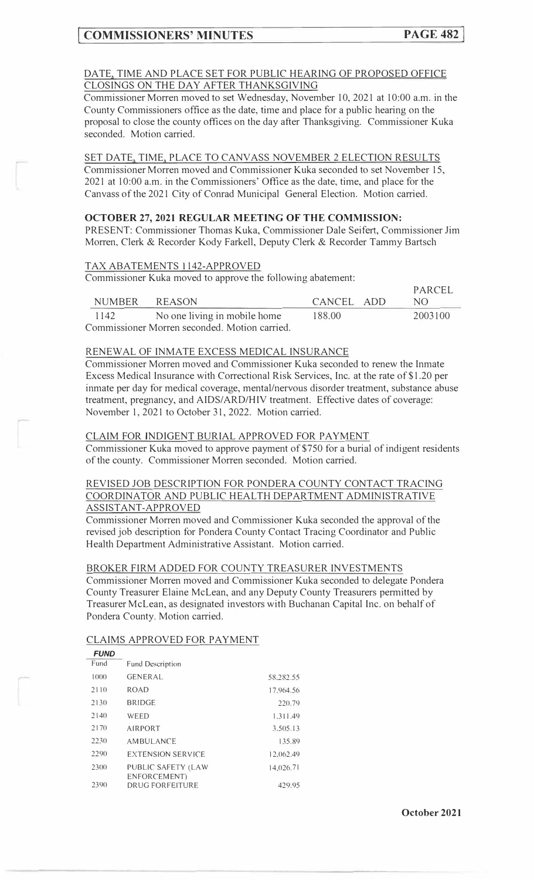DATE, TIME AND PLACE SET FOR PUBLIC HEARING OF PROPOSED OFFICE CLOSINGS ON THE DAY AFTER THANKSGIVING

Commissioner Morren moved to set Wednesday, November 10, 2021 at 10:00 a.m. in the County Commissioners office as the date, time and place for a public hearing on the proposal to close the county offices on the day after Thanksgiving. Commissioner Kuka seconded. Motion carried.

SET DATE, TIME, PLACE TO CANVASS NOVEMBER 2 ELECTION RESULTS

Commissioner Morren moved and Commissioner Kuka seconded to set November 15, 2021 at 10:00 a.m. in the Commissioners' Office as the date, time, and place for the Canvass of the 2021 City of Conrad Municipal General Election. Motion carried.

**OCTOBER 27, 2021 REGULAR MEETING OF THE COMMISSION:**

PRESENT: Commissioner Thomas Kuka, Commissioner Dale Seifert, Commissioner Jim Morren, Clerk & Recorder Kody Farkell, Deputy Clerk & Recorder Tammy Bartsch

TAX ABATEMENTS 1142-APPROVED

Commissioner Kuka moved to approve the following abatement:

| NUMBER | REASON | CANCEL | ADD | PARCEL NO |
|---|---|---|---|---|
| 1142 | No one living in mobile home | 188.00 | | 2003100 |

Commissioner Morren seconded. Motion carried.

RENEWAL OF INMATE EXCESS MEDICAL INSURANCE

Commissioner Morren moved and Commissioner Kuka seconded to renew the Inmate Excess Medical Insurance with Correctional Risk Services, Inc. at the rate of $1.20 per inmate per day for medical coverage, mental/nervous disorder treatment, substance abuse treatment, pregnancy, and AIDS/ARD/HIV treatment. Effective dates of coverage: November 1, 2021 to October 31, 2022. Motion carried.

CLAIM FOR INDIGENT BURIAL APPROVED FOR PAYMENT

Commissioner Kuka moved to approve payment of $750 for a burial of indigent residents of the county. Commissioner Morren seconded. Motion carried.

REVISED JOB DESCRIPTION FOR PONDERA COUNTY CONTACT TRACING COORDINATOR AND PUBLIC HEALTH DEPARTMENT ADMINISTRATIVE ASSISTANT-APPROVED

Commissioner Morren moved and Commissioner Kuka seconded the approval of the revised job description for Pondera County Contact Tracing Coordinator and Public Health Department Administrative Assistant. Motion carried.

BROKER FIRM ADDED FOR COUNTY TREASURER INVESTMENTS

Commissioner Morren moved and Commissioner Kuka seconded to delegate Pondera County Treasurer Elaine McLean, and any Deputy County Treasurers permitted by Treasurer McLean, as designated investors with Buchanan Capital Inc. on behalf of Pondera County. Motion carried.

CLAIMS APPROVED FOR PAYMENT

***FUND***

| Fund | Fund Description | |
|---|---|---|
| 1000 | GENERAL | 58,282.55 |
| 2110 | ROAD | 17,964.56 |
| 2130 | BRIDGE | 220.79 |
| 2140 | WEED | 1,311.49 |
| 2170 | AIRPORT | 3,505.13 |
| 2230 | AMBULANCE | 135.89 |
| 2290 | EXTENSION SERVICE | 12,062.49 |
| 2300 | PUBLIC SAFETY (LAW ENFORCEMENT) | 14,026.71 |
| 2390 | DRUG FORFEITURE | 429.95 |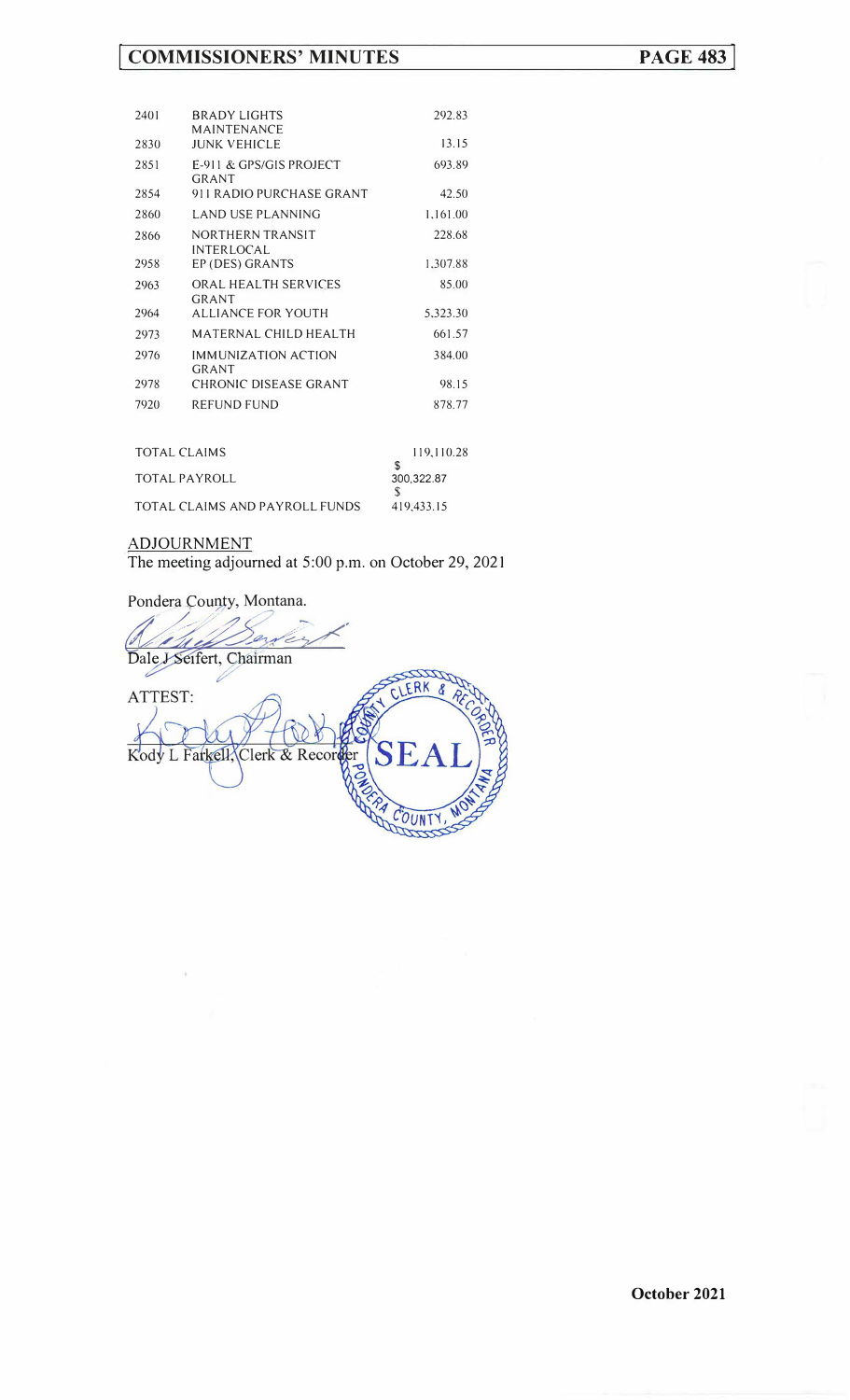| | | |
|---|---|---|
| 2401 | BRADY LIGHTS MAINTENANCE | 292.83 |
| 2830 | JUNK VEHICLE | 13.15 |
| 2851 | E-911 & GPS/GIS PROJECT GRANT | 693.89 |
| 2854 | 911 RADIO PURCHASE GRANT | 42.50 |
| 2860 | LAND USE PLANNING | 1,161.00 |
| 2866 | NORTHERN TRANSIT INTERLOCAL | 228.68 |
| 2958 | EP (DES) GRANTS | 1,307.88 |
| 2963 | ORAL HEALTH SERVICES GRANT | 85.00 |
| 2964 | ALLIANCE FOR YOUTH | 5,323.30 |
| 2973 | MATERNAL CHILD HEALTH | 661.57 |
| 2976 | IMMUNIZATION ACTION GRANT | 384.00 |
| 2978 | CHRONIC DISEASE GRANT | 98.15 |
| 7920 | REFUND FUND | 878.77 |

| | |
|---|---|
| TOTAL CLAIMS | 119,110.28 |
| TOTAL PAYROLL | $ 300,322.87 |
| TOTAL CLAIMS AND PAYROLL FUNDS | $ 419,433.15 |

ADJOURNMENT

The meeting adjourned at 5:00 p.m. on October 29, 2021

Pondera County, Montana.

Dale J Seifert, Chairman

ATTEST:

Kody L Farkell, Clerk & Recorder

COUNTY CLERK & RECORDER SEAL PONDERA COUNTY, MONTANA